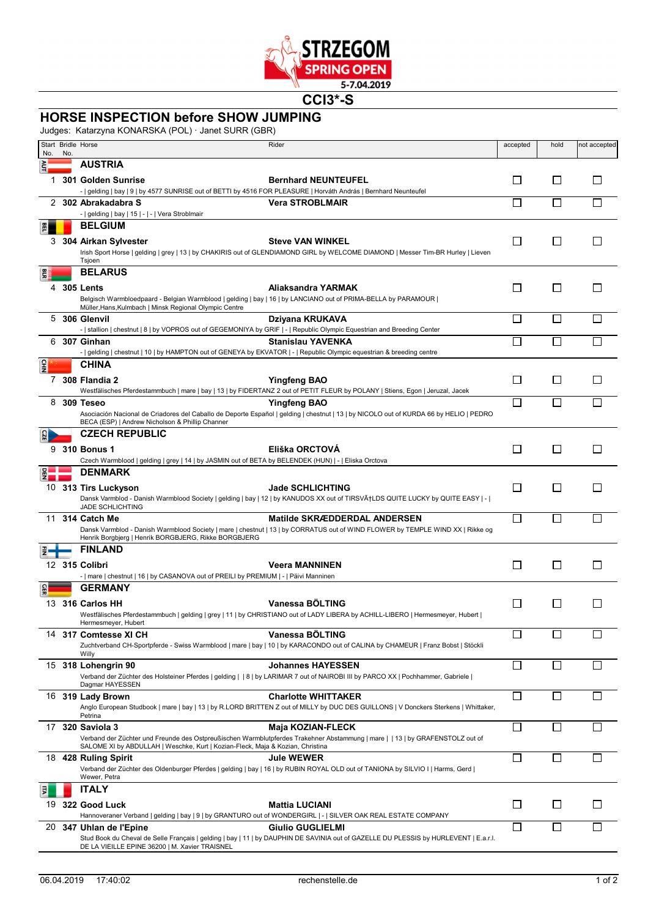STRZEGOM SPRING OPEN 5-7.04.2019

# CCI3*-S

## HORSE INSPECTION before SHOW JUMPING

Judges: Katarzyna KONARSKA (POL) · Janet SURR (GBR)

| Start No. | Bridle No. | Horse | Rider | accepted | hold | not accepted |
|---|---|---|---|---|---|---|
| | | **AUSTRIA** (AUT) | | | | |
| 1 | 301 | **Golden Sunrise**<br>- \| gelding \| bay \| 9 \| by 4577 SUNRISE out of BETTI by 4516 FOR PLEASURE \| Horváth András \| Bernhard Neunteufel | **Bernhard NEUNTEUFEL** | ☐ | ☐ | ☐ |
| 2 | 302 | **Abrakadabra S**<br>- \| gelding \| bay \| 15 \| - \| - \| Vera Stroblmair | **Vera STROBLMAIR** | ☐ | ☐ | ☐ |
| | | **BELGIUM** (BEL) | | | | |
| 3 | 304 | **Airkan Sylvester**<br>Irish Sport Horse \| gelding \| grey \| 13 \| by CHAKIRIS out of GLENDIAMOND GIRL by WELCOME DIAMOND \| Messer Tim-BR Hurley \| Lieven Tsjoen | **Steve VAN WINKEL** | ☐ | ☐ | ☐ |
| | | **BELARUS** (BLR) | | | | |
| 4 | 305 | **Lents**<br>Belgisch Warmbloedpaard - Belgian Warmblood \| gelding \| bay \| 16 \| by LANCIANO out of PRIMA-BELLA by PARAMOUR \| Müller,Hans,Kulmbach \| Minsk Regional Olympic Centre | **Aliaksandra YARMAK** | ☐ | ☐ | ☐ |
| 5 | 306 | **Glenvil**<br>- \| stallion \| chestnut \| 8 \| by VOPROS out of GEGEMONIYA by GRIF \| - \| Republic Olympic Equestrian and Breeding Center | **Dziyana KRUKAVA** | ☐ | ☐ | ☐ |
| 6 | 307 | **Ginhan**<br>- \| gelding \| chestnut \| 10 \| by HAMPTON out of GENEYA by EKVATOR \| - \| Republic Olympic equestrian & breeding centre | **Stanislau YAVENKA** | ☐ | ☐ | ☐ |
| | | **CHINA** (CHN) | | | | |
| 7 | 308 | **Flandia 2**<br>Westfälisches Pferdestammbuch \| mare \| bay \| 13 \| by FIDERTANZ 2 out of PETIT FLEUR by POLANY \| Stiens, Egon \| Jeruzal, Jacek | **Yingfeng BAO** | ☐ | ☐ | ☐ |
| 8 | 309 | **Teseo**<br>Asociación Nacional de Criadores del Caballo de Deporte Español \| gelding \| chestnut \| 13 \| by NICOLO out of KURDA 66 by HELIO \| PEDRO BECA (ESP) \| Andrew Nicholson & Phillip Channer | **Yingfeng BAO** | ☐ | ☐ | ☐ |
| | | **CZECH REPUBLIC** (CZE) | | | | |
| 9 | 310 | **Bonus 1**<br>Czech Warmblood \| gelding \| grey \| 14 \| by JASMIN out of BETA by BELENDEK (HUN) \| - \| Eliska Orctova | **Eliška ORCTOVÁ** | ☐ | ☐ | ☐ |
| | | **DENMARK** (DEN) | | | | |
| 10 | 313 | **Tirs Luckyson**<br>Dansk Varmblod - Danish Warmblood Society \| gelding \| bay \| 12 \| by KANUDOS XX out of TIRSVÃ†LDS QUITE LUCKY by QUITE EASY \| - \| JADE SCHLICHTING | **Jade SCHLICHTING** | ☐ | ☐ | ☐ |
| 11 | 314 | **Catch Me**<br>Dansk Varmblod - Danish Warmblood Society \| mare \| chestnut \| 13 \| by CORRATUS out of WIND FLOWER by TEMPLE WIND XX \| Rikke og Henrik Borgbjerg \| Henrik BORGBJERG, Rikke BORGBJERG | **Matilde SKRÆDDERDAL ANDERSEN** | ☐ | ☐ | ☐ |
| | | **FINLAND** (FIN) | | | | |
| 12 | 315 | **Colibri**<br>- \| mare \| chestnut \| 16 \| by CASANOVA out of PREILI by PREMIUM \| - \| Päivi Manninen | **Veera MANNINEN** | ☐ | ☐ | ☐ |
| | | **GERMANY** (GER) | | | | |
| 13 | 316 | **Carlos HH**<br>Westfälisches Pferdestammbuch \| gelding \| grey \| 11 \| by CHRISTIANO out of LADY LIBERA by ACHILL-LIBERO \| Hermesmeyer, Hubert \| Hermesmeyer, Hubert | **Vanessa BÖLTING** | ☐ | ☐ | ☐ |
| 14 | 317 | **Comtesse XI CH**<br>Zuchtverband CH-Sportpferde - Swiss Warmblood \| mare \| bay \| 10 \| by KARACONDO out of CALINA by CHAMEUR \| Franz Bobst \| Stöckli Willy | **Vanessa BÖLTING** | ☐ | ☐ | ☐ |
| 15 | 318 | **Lohengrin 90**<br>Verband der Züchter des Holsteiner Pferdes \| gelding \| \| 8 \| by LARIMAR 7 out of NAIROBI III by PARCO XX \| Pochhammer, Gabriele \| Dagmar HAYESSEN | **Johannes HAYESSEN** | ☐ | ☐ | ☐ |
| 16 | 319 | **Lady Brown**<br>Anglo European Studbook \| mare \| bay \| 13 \| by R.LORD BRITTEN Z out of MILLY by DUC DES GUILLONS \| V Donckers Sterkens \| Whittaker, Petrina | **Charlotte WHITTAKER** | ☐ | ☐ | ☐ |
| 17 | 320 | **Saviola 3**<br>Verband der Züchter und Freunde des Ostpreußischen Warmblutpferdes Trakehner Abstammung \| mare \| \| 13 \| by GRAFENSTOLZ out of SALOME XI by ABDULLAH \| Weschke, Kurt \| Kozian-Fleck, Maja & Kozian, Christina | **Maja KOZIAN-FLECK** | ☐ | ☐ | ☐ |
| 18 | 428 | **Ruling Spirit**<br>Verband der Züchter des Oldenburger Pferdes \| gelding \| bay \| 16 \| by RUBIN ROYAL OLD out of TANIONA by SILVIO I \| Harms, Gerd \| Wewer, Petra | **Jule WEWER** | ☐ | ☐ | ☐ |
| | | **ITALY** (ITA) | | | | |
| 19 | 322 | **Good Luck**<br>Hannoveraner Verband \| gelding \| bay \| 9 \| by GRANTURO out of WONDERGIRL \| - \| SILVER OAK REAL ESTATE COMPANY | **Mattia LUCIANI** | ☐ | ☐ | ☐ |
| 20 | 347 | **Uhlan de l'Epine**<br>Stud Book du Cheval de Selle Français \| gelding \| bay \| 11 \| by DAUPHIN DE SAVINIA out of GAZELLE DU PLESSIS by HURLEVENT \| E.a.r.l. DE LA VIEILLE EPINE 36200 \| M. Xavier TRAISNEL | **Giulio GUGLIELMI** | ☐ | ☐ | ☐ |

06.04.2019 17:40:02 rechenstelle.de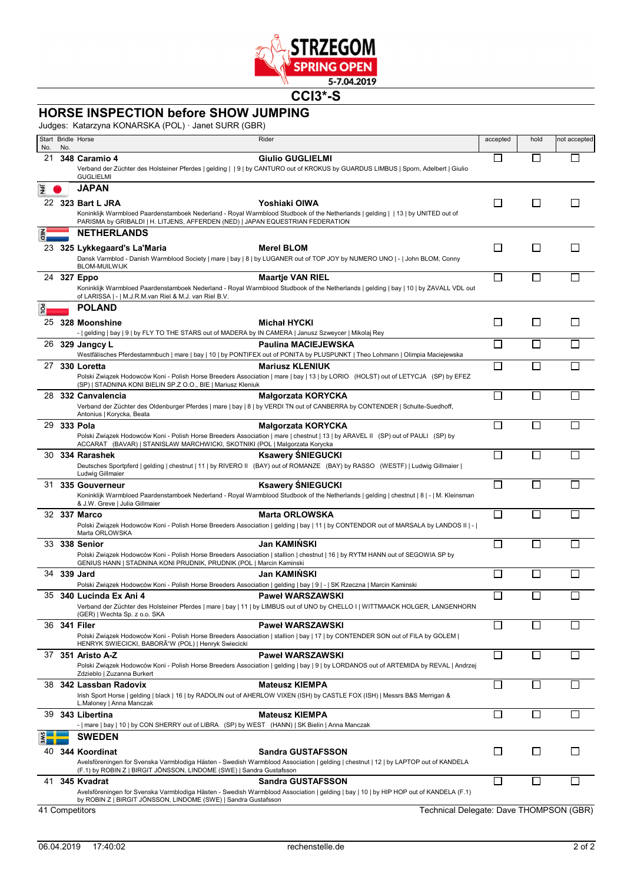STRZEGOM SPRING OPEN 5-7.04.2019

# CCI3*-S

## HORSE INSPECTION before SHOW JUMPING

Judges: Katarzyna KONARSKA (POL) · Janet SURR (GBR)

| Start No. | Bridle No. | Horse | Rider | accepted | hold | not accepted |
|---|---|---|---|---|---|---|
| 21 | 348 | **Caramio 4**<br>Verband der Züchter des Holsteiner Pferdes \| gelding \| \| 9 \| by CANTURO out of KROKUS by GUARDUS LIMBUS \| Sporn, Adelbert \| Giulio GUGLIELMI | **Giulio GUGLIELMI** | ☐ | ☐ | ☐ |
| | | **JAPAN** | | | | |
| 22 | 323 | **Bart L JRA**<br>Koninklijk Warmbloed Paardenstamboek Nederland - Royal Warmblood Studbook of the Netherlands \| gelding \| \| 13 \| by UNITED out of PARISMA by GRIBALDI \| H. LITJENS, AFFERDEN (NED) \| JAPAN EQUESTRIAN FEDERATION | **Yoshiaki OIWA** | ☐ | ☐ | ☐ |
| | | **NETHERLANDS** | | | | |
| 23 | 325 | **Lykkegaard's La'Maria**<br>Dansk Varmblod - Danish Warmblood Society \| mare \| bay \| 8 \| by LUGANER out of TOP JOY by NUMERO UNO \| - \| John BLOM, Conny BLOM-MUILWIJK | **Merel BLOM** | ☐ | ☐ | ☐ |
| 24 | 327 | **Eppo**<br>Koninklijk Warmbloed Paardenstamboek Nederland - Royal Warmblood Studbook of the Netherlands \| gelding \| bay \| 10 \| by ZAVALL VDL out of LARISSA \| - \| M.J.R.M.van Riel & M.J. van Riel B.V. | **Maartje VAN RIEL** | ☐ | ☐ | ☐ |
| | | **POLAND** | | | | |
| 25 | 328 | **Moonshine**<br>- \| gelding \| bay \| 9 \| by FLY TO THE STARS out of MADERA by IN CAMERA \| Janusz Szweycer \| Mikolaj Rey | **Michał HYCKI** | ☐ | ☐ | ☐ |
| 26 | 329 | **Jangcy L**<br>Westfälisches Pferdestammbuch \| mare \| bay \| 10 \| by PONTIFEX out of PONITA by PLUSPUNKT \| Theo Lohmann \| Olimpia Maciejewska | **Paulina MACIEJEWSKA** | ☐ | ☐ | ☐ |
| 27 | 330 | **Loretta**<br>Polski Związek Hodowców Koni - Polish Horse Breeders Association \| mare \| bay \| 13 \| by LORIO (HOLST) out of LETYCJA (SP) by EFEZ (SP) \| STADNINA KONI BIELIN SP.Z O.O., BIE \| Mariusz Kleniuk | **Mariusz KLENIUK** | ☐ | ☐ | ☐ |
| 28 | 332 | **Canvalencia**<br>Verband der Züchter des Oldenburger Pferdes \| mare \| bay \| 8 \| by VERDI TN out of CANBERRA by CONTENDER \| Schulte-Suedhoff, Antonius \| Korycka, Beata | **Małgorzata KORYCKA** | ☐ | ☐ | ☐ |
| 29 | 333 | **Pola**<br>Polski Związek Hodowców Koni - Polish Horse Breeders Association \| mare \| chestnut \| 13 \| by ARAVEL II (SP) out of PAULI (SP) by ACCARAT (BAVAR) \| STANISLAW MARCHWICKI, SKOTNIKI (POL \| Malgorzata Korycka | **Małgorzata KORYCKA** | ☐ | ☐ | ☐ |
| 30 | 334 | **Rarashek**<br>Deutsches Sportpferd \| gelding \| chestnut \| 11 \| by RIVERO II (BAY) out of ROMANZE (BAY) by RASSO (WESTF) \| Ludwig Gillmaier \| Ludwig Gillmaier | **Ksawery ŚNIEGUCKI** | ☐ | ☐ | ☐ |
| 31 | 335 | **Gouverneur**<br>Koninklijk Warmbloed Paardenstamboek Nederland - Royal Warmblood Studbook of the Netherlands \| gelding \| chestnut \| 8 \| - \| M. Kleinsman & J.W. Greve \| Julia Gillmaier | **Ksawery ŚNIEGUCKI** | ☐ | ☐ | ☐ |
| 32 | 337 | **Marco**<br>Polski Związek Hodowców Koni - Polish Horse Breeders Association \| gelding \| bay \| 11 \| by CONTENDOR out of MARSALA by LANDOS II \| - \| Marta ORLOWSKA | **Marta ORLOWSKA** | ☐ | ☐ | ☐ |
| 33 | 338 | **Senior**<br>Polski Związek Hodowców Koni - Polish Horse Breeders Association \| stallion \| chestnut \| 16 \| by RYTM HANN out of SEGOWIA SP by GENIUS HANN \| STADNINA KONI PRUDNIK, PRUDNIK (POL \| Marcin Kaminski | **Jan KAMIŃSKI** | ☐ | ☐ | ☐ |
| 34 | 339 | **Jard**<br>Polski Związek Hodowców Koni - Polish Horse Breeders Association \| gelding \| bay \| 9 \| - \| SK Rzeczna \| Marcin Kaminski | **Jan KAMIŃSKI** | ☐ | ☐ | ☐ |
| 35 | 340 | **Lucinda Ex Ani 4**<br>Verband der Züchter des Holsteiner Pferdes \| mare \| bay \| 11 \| by LIMBUS out of UNO by CHELLO I \| WITTMAACK HOLGER, LANGENHORN (GER) \| Wechta Sp. z o.o. SKA | **Paweł WARSZAWSKI** | ☐ | ☐ | ☐ |
| 36 | 341 | **Filer**<br>Polski Związek Hodowców Koni - Polish Horse Breeders Association \| stallion \| bay \| 17 \| by CONTENDER SON out of FILA by GOLEM \| HENRYK SWIECICKI, BABORĂ"W (POL) \| Henryk Swiecicki | **Paweł WARSZAWSKI** | ☐ | ☐ | ☐ |
| 37 | 351 | **Aristo A-Z**<br>Polski Związek Hodowców Koni - Polish Horse Breeders Association \| gelding \| bay \| 9 \| by LORDANOS out of ARTEMIDA by REVAL \| Andrzej Zdzieblo \| Zuzanna Burkert | **Paweł WARSZAWSKI** | ☐ | ☐ | ☐ |
| 38 | 342 | **Lassban Radovix**<br>Irish Sport Horse \| gelding \| black \| 16 \| by RADOLIN out of AHERLOW VIXEN (ISH) by CASTLE FOX (ISH) \| Messrs B&S Merrigan & L.Maloney \| Anna Manczak | **Mateusz KIEMPA** | ☐ | ☐ | ☐ |
| 39 | 343 | **Libertina**<br>- \| mare \| bay \| 10 \| by CON SHERRY out of LIBRA (SP) by WEST (HANN) \| SK Bielin \| Anna Manczak | **Mateusz KIEMPA** | ☐ | ☐ | ☐ |
| | | **SWEDEN** | | | | |
| 40 | 344 | **Koordinat**<br>Avelsföreningen for Svenska Varmblodiga Hästen - Swedish Warmblood Association \| gelding \| chestnut \| 12 \| by LAPTOP out of KANDELA (F.1) by ROBIN Z \| BIRGIT JÖNSSON, LINDOME (SWE) \| Sandra Gustafsson | **Sandra GUSTAFSSON** | ☐ | ☐ | ☐ |
| 41 | 345 | **Kvadrat**<br>Avelsföreningen for Svenska Varmblodiga Hästen - Swedish Warmblood Association \| gelding \| bay \| 10 \| by HIP HOP out of KANDELA (F.1) by ROBIN Z \| BIRGIT JÖNSSON, LINDOME (SWE) \| Sandra Gustafsson | **Sandra GUSTAFSSON** | ☐ | ☐ | ☐ |

41 Competitors

Technical Delegate: Dave THOMPSON (GBR)

06.04.2019 17:40:02 rechenstelle.de